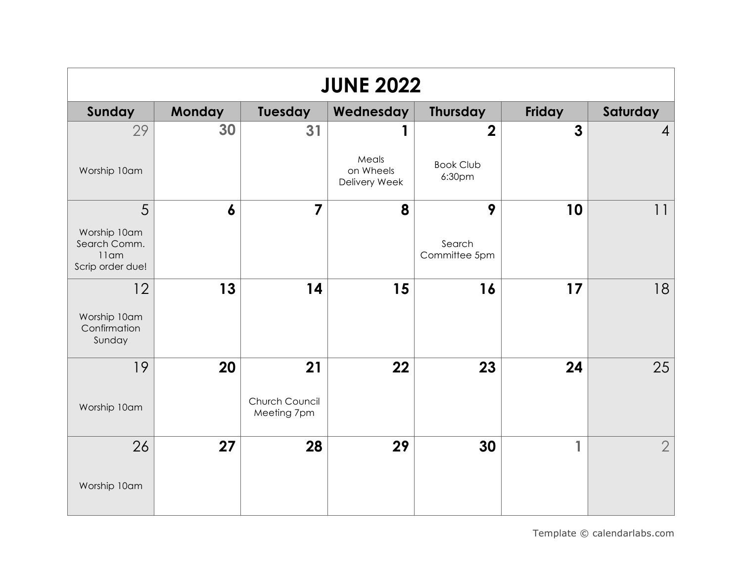# JUNE 2022

| Sunday | Monday | Tuesday | Wednesday | Thursday | Friday | Saturday |
|---|---|---|---|---|---|---|
| 29<br>Worship 10am | 30 | 31 | 1<br>Meals on Wheels Delivery Week | 2<br>Book Club 6:30pm | 3 | 4 |
| 5<br>Worship 10am<br>Search Comm. 11am<br>Scrip order due! | 6 | 7 | 8 | 9<br>Search Committee 5pm | 10 | 11 |
| 12<br>Worship 10am<br>Confirmation Sunday | 13 | 14 | 15 | 16 | 17 | 18 |
| 19<br>Worship 10am | 20 | 21<br>Church Council Meeting 7pm | 22 | 23 | 24 | 25 |
| 26<br>Worship 10am | 27 | 28 | 29 | 30 | 1 | 2 |

Template © calendarlabs.com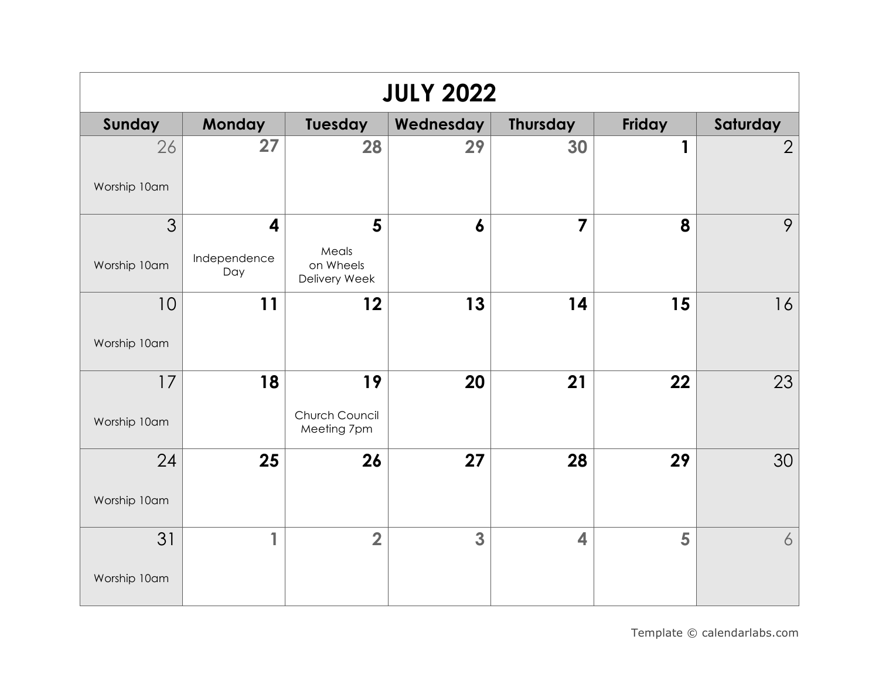# JULY 2022

| Sunday | Monday | Tuesday | Wednesday | Thursday | Friday | Saturday |
|---|---|---|---|---|---|---|
| 26 Worship 10am | 27 | 28 | 29 | 30 | 1 | 2 |
| 3 Worship 10am | 4 Independence Day | 5 Meals on Wheels Delivery Week | 6 | 7 | 8 | 9 |
| 10 Worship 10am | 11 | 12 | 13 | 14 | 15 | 16 |
| 17 Worship 10am | 18 | 19 Church Council Meeting 7pm | 20 | 21 | 22 | 23 |
| 24 Worship 10am | 25 | 26 | 27 | 28 | 29 | 30 |
| 31 Worship 10am | 1 | 2 | 3 | 4 | 5 | 6 |

Template © calendarlabs.com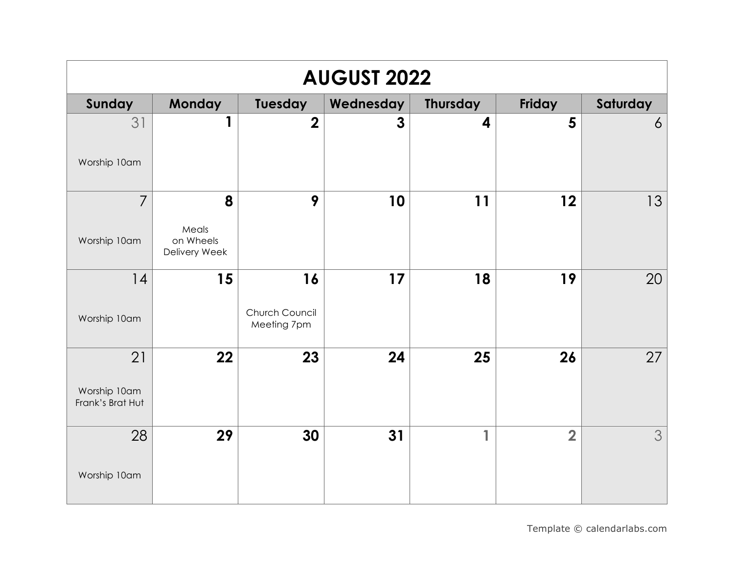# AUGUST 2022

| Sunday | Monday | Tuesday | Wednesday | Thursday | Friday | Saturday |
|---|---|---|---|---|---|---|
| 31<br>Worship 10am | 1 | 2 | 3 | 4 | 5 | 6 |
| 7<br>Worship 10am | 8<br>Meals on Wheels Delivery Week | 9 | 10 | 11 | 12 | 13 |
| 14<br>Worship 10am | 15 | 16<br>Church Council Meeting 7pm | 17 | 18 | 19 | 20 |
| 21<br>Worship 10am<br>Frank's Brat Hut | 22 | 23 | 24 | 25 | 26 | 27 |
| 28<br>Worship 10am | 29 | 30 | 31 | 1 | 2 | 3 |

Template © calendarlabs.com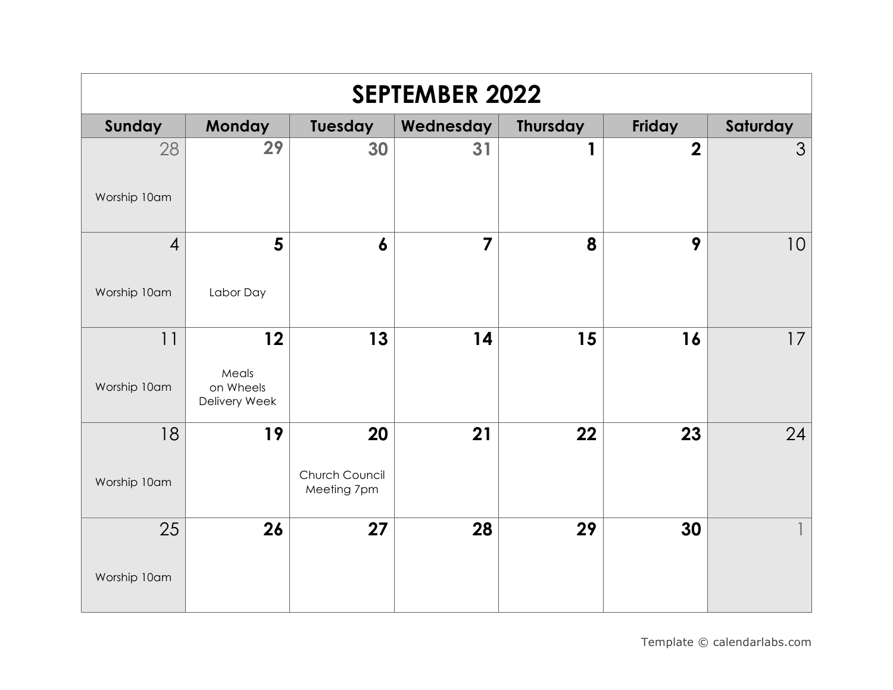# SEPTEMBER 2022

| Sunday | Monday | Tuesday | Wednesday | Thursday | Friday | Saturday |
|---|---|---|---|---|---|---|
| 28<br>Worship 10am | 29 | 30 | 31 | 1 | 2 | 3 |
| 4<br>Worship 10am | 5<br>Labor Day | 6 | 7 | 8 | 9 | 10 |
| 11<br>Worship 10am | 12<br>Meals on Wheels Delivery Week | 13 | 14 | 15 | 16 | 17 |
| 18<br>Worship 10am | 19 | 20<br>Church Council Meeting 7pm | 21 | 22 | 23 | 24 |
| 25<br>Worship 10am | 26 | 27 | 28 | 29 | 30 | 1 |

Template © calendarlabs.com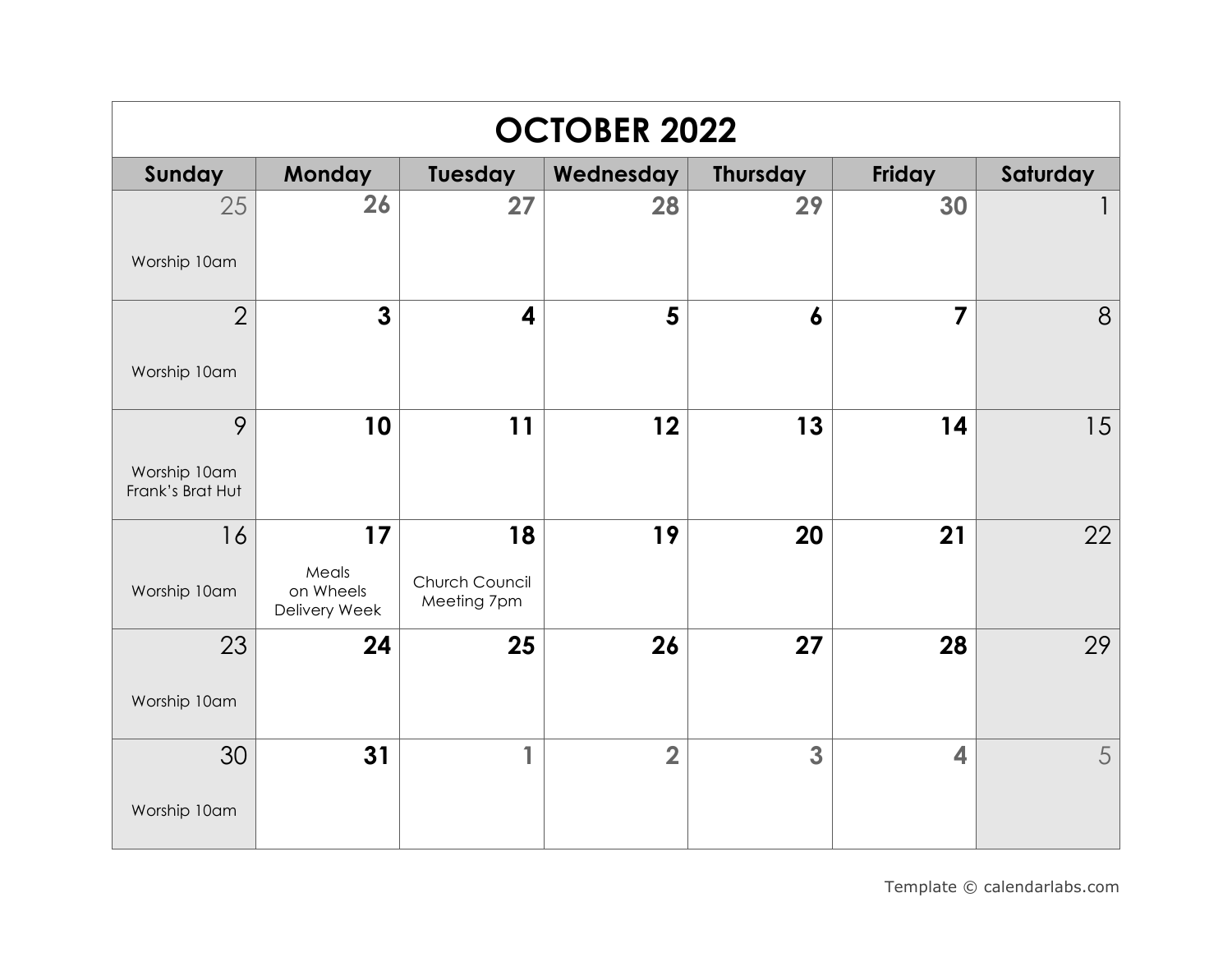# OCTOBER 2022

| Sunday | Monday | Tuesday | Wednesday | Thursday | Friday | Saturday |
|---|---|---|---|---|---|---|
| 25<br>Worship 10am | 26 | 27 | 28 | 29 | 30 | 1 |
| 2<br>Worship 10am | 3 | 4 | 5 | 6 | 7 | 8 |
| 9<br>Worship 10am<br>Frank's Brat Hut | 10 | 11 | 12 | 13 | 14 | 15 |
| 16<br>Worship 10am | 17<br>Meals on Wheels Delivery Week | 18<br>Church Council Meeting 7pm | 19 | 20 | 21 | 22 |
| 23<br>Worship 10am | 24 | 25 | 26 | 27 | 28 | 29 |
| 30<br>Worship 10am | 31 | 1 | 2 | 3 | 4 | 5 |

Template © calendarlabs.com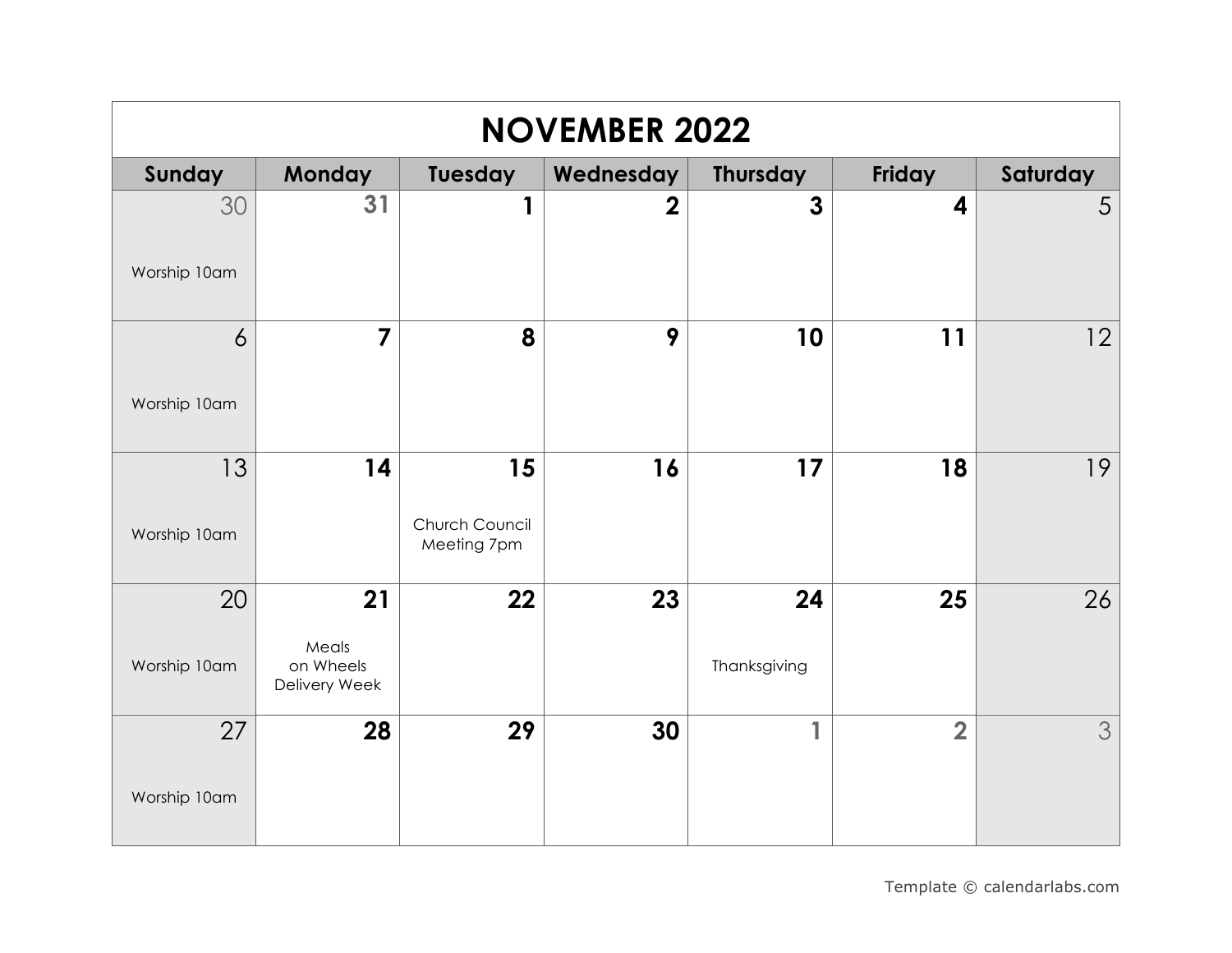# NOVEMBER 2022

| Sunday | Monday | Tuesday | Wednesday | Thursday | Friday | Saturday |
|---|---|---|---|---|---|---|
| 30<br>Worship 10am | 31 | 1 | 2 | 3 | 4 | 5 |
| 6<br>Worship 10am | 7 | 8 | 9 | 10 | 11 | 12 |
| 13<br>Worship 10am | 14 | 15<br>Church Council Meeting 7pm | 16 | 17 | 18 | 19 |
| 20<br>Worship 10am | 21<br>Meals on Wheels Delivery Week | 22 | 23 | 24<br>Thanksgiving | 25 | 26 |
| 27<br>Worship 10am | 28 | 29 | 30 | 1 | 2 | 3 |

Template © calendarlabs.com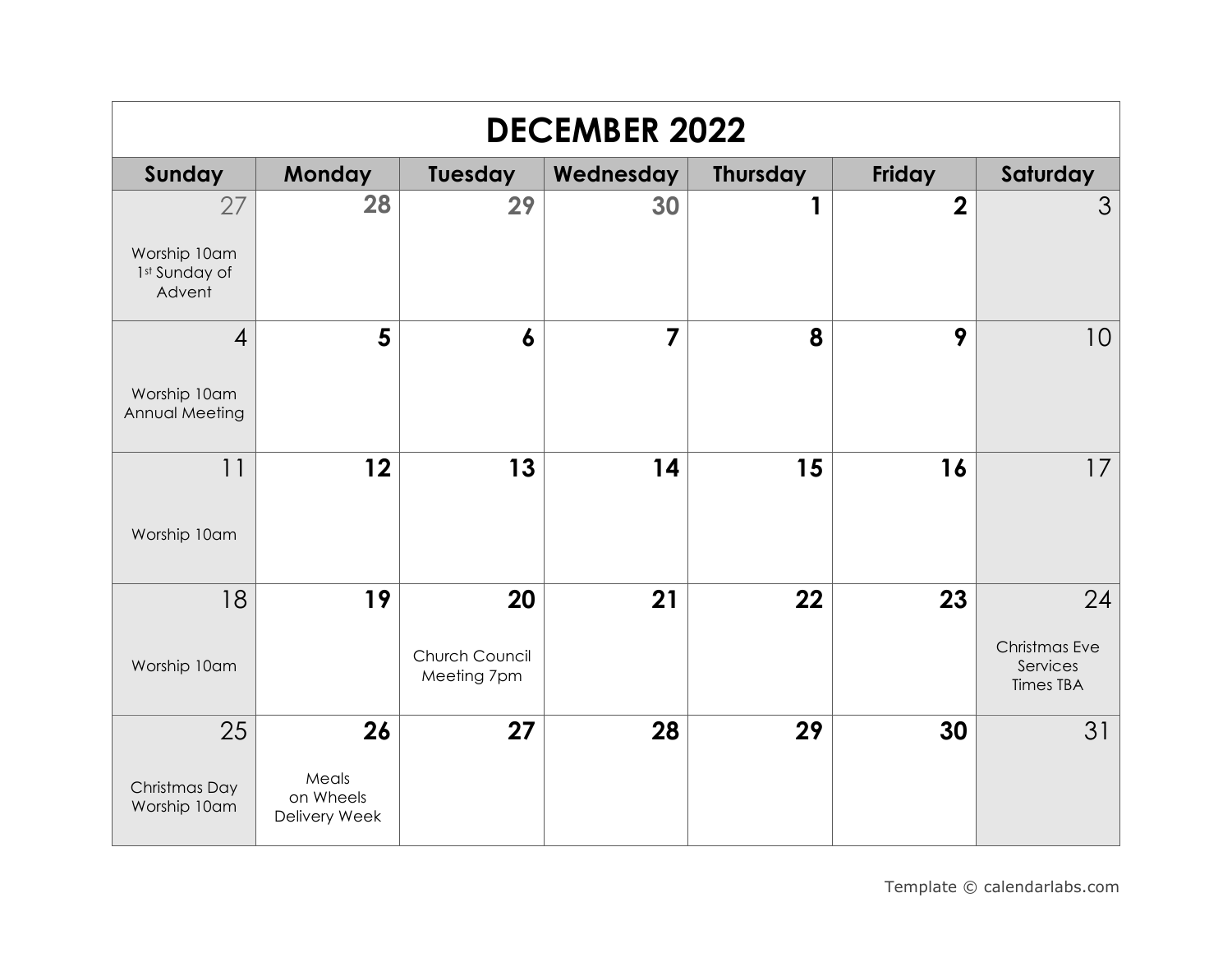# DECEMBER 2022

| Sunday | Monday | Tuesday | Wednesday | Thursday | Friday | Saturday |
|---|---|---|---|---|---|---|
| 27<br>Worship 10am<br>1st Sunday of Advent | 28 | 29 | 30 | 1 | 2 | 3 |
| 4<br>Worship 10am<br>Annual Meeting | 5 | 6 | 7 | 8 | 9 | 10 |
| 11<br>Worship 10am | 12 | 13 | 14 | 15 | 16 | 17 |
| 18<br>Worship 10am | 19 | 20<br>Church Council Meeting 7pm | 21 | 22 | 23 | 24<br>Christmas Eve Services Times TBA |
| 25<br>Christmas Day Worship 10am | 26<br>Meals on Wheels Delivery Week | 27 | 28 | 29 | 30 | 31 |

Template © calendarlabs.com